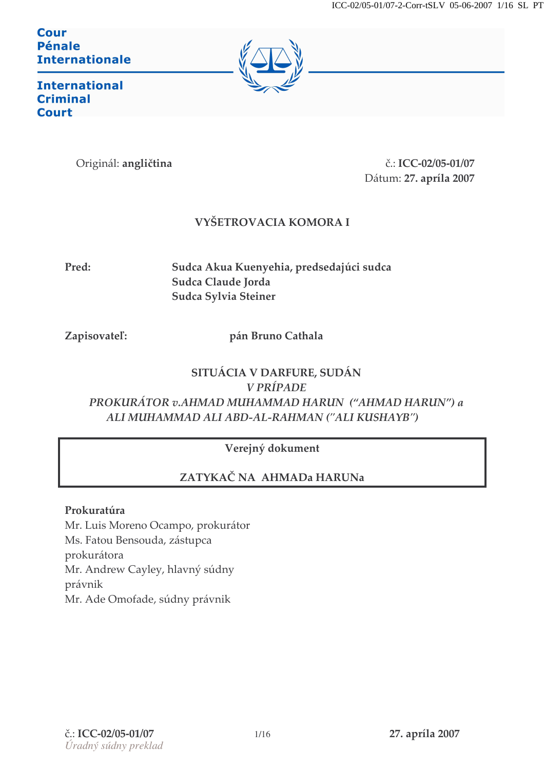Cour Pénale Internationale

International Criminal Court

Originál: **angličtina**

č.: **ICC-02/05-01/07**
Dátum: **27. apríla 2007**

## VYŠETROVACIA KOMORA I

**Pred:** **Sudca Akua Kuenyehia, predsedajúci sudca**
**Sudca Claude Jorda**
**Sudca Sylvia Steiner**

**Zapisovateľ:** **pán Bruno Cathala**

**SITUÁCIA V DARFURE, SUDÁN**
***V PRÍPADE***
***PROKURÁTOR v.AHMAD MUHAMMAD HARUN ("AHMAD HARUN") a ALI MUHAMMAD ALI ABD-AL-RAHMAN ("ALI KUSHAYB")***

**Verejný dokument**

**ZATYKAČ NA AHMADa HARUNa**

**Prokuratúra**
Mr. Luis Moreno Ocampo, prokurátor
Ms. Fatou Bensouda, zástupca prokurátora
Mr. Andrew Cayley, hlavný súdny právnik
Mr. Ade Omofade, súdny právnik

*Úradný súdny preklad*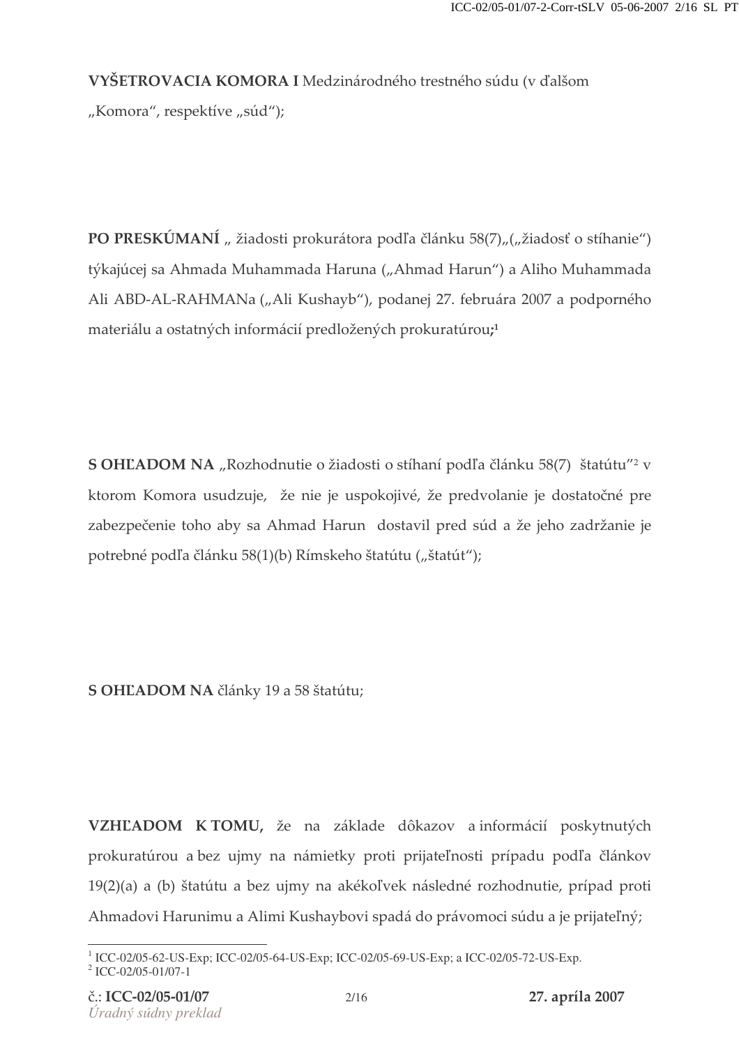**VYŠETROVACIA KOMORA I** Medzinárodného trestného súdu (v ďalšom „Komora“, respektíve „súd“);

**PO PRESKÚMANÍ** „ žiadosti prokurátora podľa článku 58(7)„(„žiadosť o stíhanie“) týkajúcej sa Ahmada Muhammada Haruna („Ahmad Harun“) a Aliho Muhammada Ali ABD-AL-RAHMANa („Ali Kushayb“), podanej 27. februára 2007 a podporného materiálu a ostatných informácií predložených prokuratúrou;[1]

**S OHĽADOM NA** „Rozhodnutie o žiadosti o stíhaní podľa článku 58(7) štatútu“[2] v ktorom Komora usudzuje, že nie je uspokojivé, že predvolanie je dostatočné pre zabezpečenie toho aby sa Ahmad Harun dostavil pred súd a že jeho zadržanie je potrebné podľa článku 58(1)(b) Rímskeho štatútu („štatút“);

**S OHĽADOM NA** články 19 a 58 štatútu;

**VZHĽADOM K TOMU,** že na základe dôkazov a informácií poskytnutých prokuratúrou a bez ujmy na námietky proti prijateľnosti prípadu podľa článkov 19(2)(a) a (b) štatútu a bez ujmy na akékoľvek následné rozhodnutie, prípad proti Ahmadovi Harunimu a Alimi Kushaybovi spadá do právomoci súdu a je prijateľný;

---

[1] ICC-02/05-62-US-Exp; ICC-02/05-64-US-Exp; ICC-02/05-69-US-Exp; a ICC-02/05-72-US-Exp.
[2] ICC-02/05-01/07-1

č.: **ICC-02/05-01/07** **27. apríla 2007**
*Úradný súdny preklad*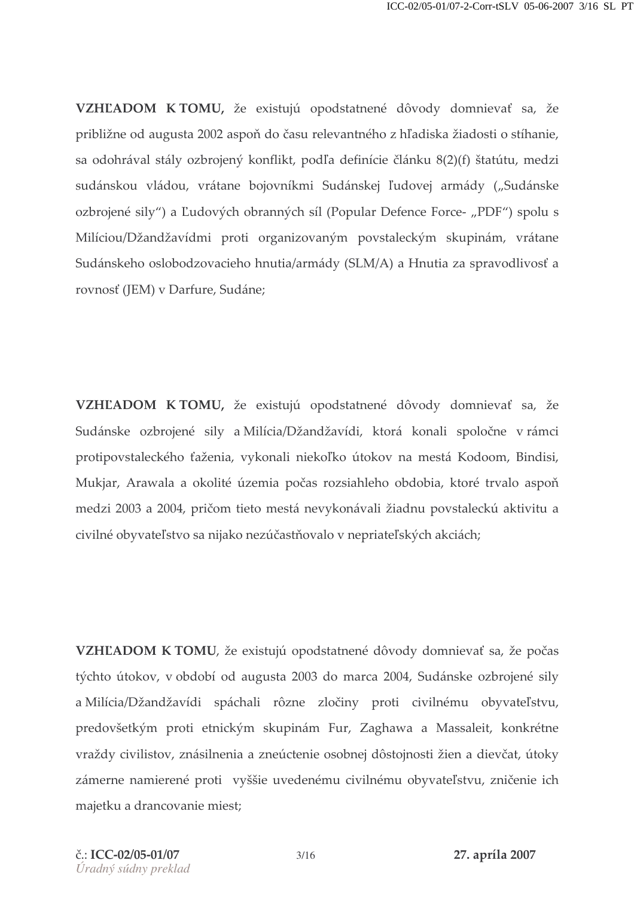**VZHĽADOM K TOMU,** že existujú opodstatnené dôvody domnievať sa, že približne od augusta 2002 aspoň do času relevantného z hľadiska žiadosti o stíhanie, sa odohrával stály ozbrojený konflikt, podľa definície článku 8(2)(f) štatútu, medzi sudánskou vládou, vrátane bojovníkmi Sudánskej ľudovej armády („Sudánske ozbrojené sily") a Ľudových obranných síl (Popular Defence Force- „PDF") spolu s Milíciou/Džandžavídmi proti organizovaným povstaleckým skupinám, vrátane Sudánskeho oslobodzovacieho hnutia/armády (SLM/A) a Hnutia za spravodlivosť a rovnosť (JEM) v Darfure, Sudáne;

**VZHĽADOM K TOMU,** že existujú opodstatnené dôvody domnievať sa, že Sudánske ozbrojené sily a Milícia/Džandžavídi, ktorá konali spoločne v rámci protipovstaleckého ťaženia, vykonali niekoľko útokov na mestá Kodoom, Bindisi, Mukjar, Arawala a okolité územia počas rozsiahleho obdobia, ktoré trvalo aspoň medzi 2003 a 2004, pričom tieto mestá nevykonávali žiadnu povstaleckú aktivitu a civilné obyvateľstvo sa nijako nezúčastňovalo v nepriateľských akciách;

**VZHĽADOM K TOMU**, že existujú opodstatnené dôvody domnievať sa, že počas týchto útokov, v období od augusta 2003 do marca 2004, Sudánske ozbrojené sily a Milícia/Džandžavídi spáchali rôzne zločiny proti civilnému obyvateľstvu, predovšetkým proti etnickým skupinám Fur, Zaghawa a Massaleit, konkrétne vraždy civilistov, znásilnenia a zneúctenie osobnej dôstojnosti žien a dievčat, útoky zámerne namierené proti vyššie uvedenému civilnému obyvateľstvu, zničenie ich majetku a drancovanie miest;

č.: **ICC-02/05-01/07** **27. apríla 2007**
*Úradný súdny preklad*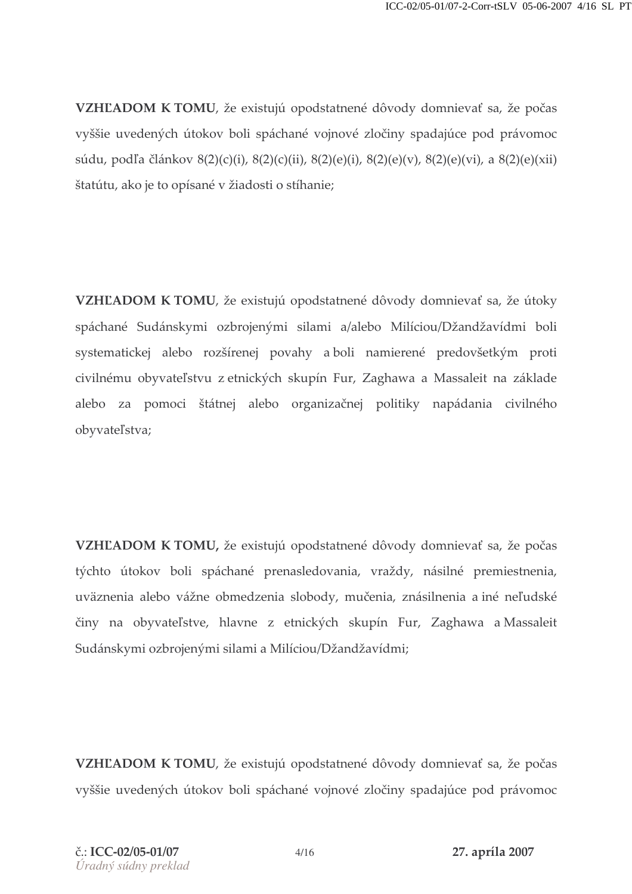**VZHĽADOM K TOMU**, že existujú opodstatnené dôvody domnievať sa, že počas vyššie uvedených útokov boli spáchané vojnové zločiny spadajúce pod právomoc súdu, podľa článkov 8(2)(c)(i), 8(2)(c)(ii), 8(2)(e)(i), 8(2)(e)(v), 8(2)(e)(vi), a 8(2)(e)(xii) štatútu, ako je to opísané v žiadosti o stíhanie;

**VZHĽADOM K TOMU**, že existujú opodstatnené dôvody domnievať sa, že útoky spáchané Sudánskymi ozbrojenými silami a/alebo Milíciou/Džandžavídmi boli systematickej alebo rozšírenej povahy a boli namierené predovšetkým proti civilnému obyvateľstvu z etnických skupín Fur, Zaghawa a Massaleit na základe alebo za pomoci štátnej alebo organizačnej politiky napádania civilného obyvateľstva;

**VZHĽADOM K TOMU,** že existujú opodstatnené dôvody domnievať sa, že počas týchto útokov boli spáchané prenasledovania, vraždy, násilné premiestnenia, uväznenia alebo vážne obmedzenia slobody, mučenia, znásilnenia a iné neľudské činy na obyvateľstve, hlavne z etnických skupín Fur, Zaghawa a Massaleit Sudánskymi ozbrojenými silami a Milíciou/Džandžavídmi;

**VZHĽADOM K TOMU**, že existujú opodstatnené dôvody domnievať sa, že počas vyššie uvedených útokov boli spáchané vojnové zločiny spadajúce pod právomoc

č.: **ICC-02/05-01/07** **27. apríla 2007**
*Úradný súdny preklad*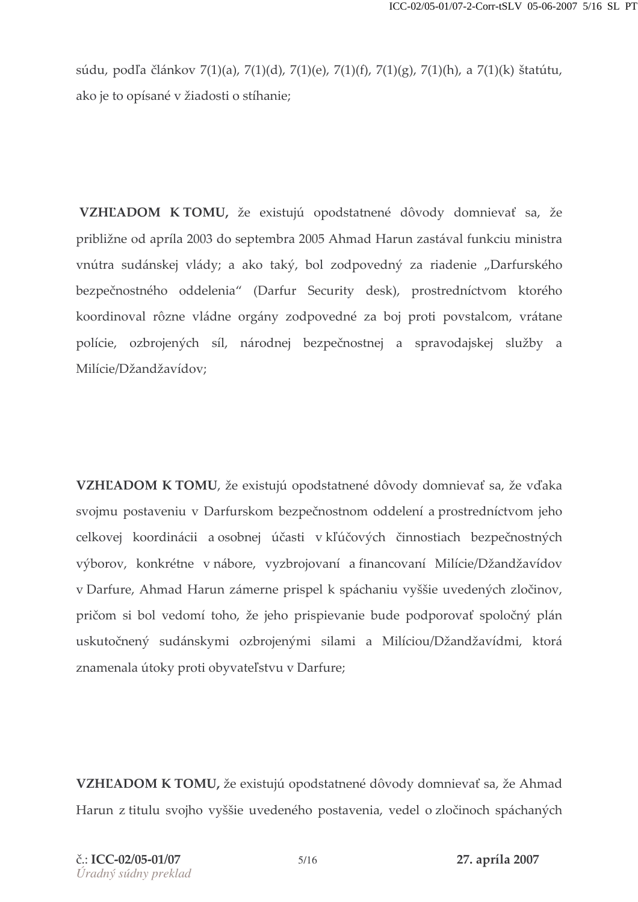súdu, podľa článkov 7(1)(a), 7(1)(d), 7(1)(e), 7(1)(f), 7(1)(g), 7(1)(h), a 7(1)(k) štatútu, ako je to opísané v žiadosti o stíhanie;

**VZHĽADOM K TOMU,** že existujú opodstatnené dôvody domnievať sa, že približne od apríla 2003 do septembra 2005 Ahmad Harun zastával funkciu ministra vnútra sudánskej vlády; a ako taký, bol zodpovedný za riadenie „Darfurského bezpečnostného oddelenia" (Darfur Security desk), prostredníctvom ktorého koordinoval rôzne vládne orgány zodpovedné za boj proti povstalcom, vrátane polície, ozbrojených síl, národnej bezpečnostnej a spravodajskej služby a Milície/Džandžavídov;

**VZHĽADOM K TOMU**, že existujú opodstatnené dôvody domnievať sa, že vďaka svojmu postaveniu v Darfurskom bezpečnostnom oddelení a prostredníctvom jeho celkovej koordinácii a osobnej účasti v kľúčových činnostiach bezpečnostných výborov, konkrétne v nábore, vyzbrojovaní a financovaní Milície/Džandžavídov v Darfure, Ahmad Harun zámerne prispel k spáchaniu vyššie uvedených zločinov, pričom si bol vedomí toho, že jeho prispievanie bude podporovať spoločný plán uskutočnený sudánskymi ozbrojenými silami a Milíciou/Džandžavídmi, ktorá znamenala útoky proti obyvateľstvu v Darfure;

**VZHĽADOM K TOMU,** že existujú opodstatnené dôvody domnievať sa, že Ahmad Harun z titulu svojho vyššie uvedeného postavenia, vedel o zločinoch spáchaných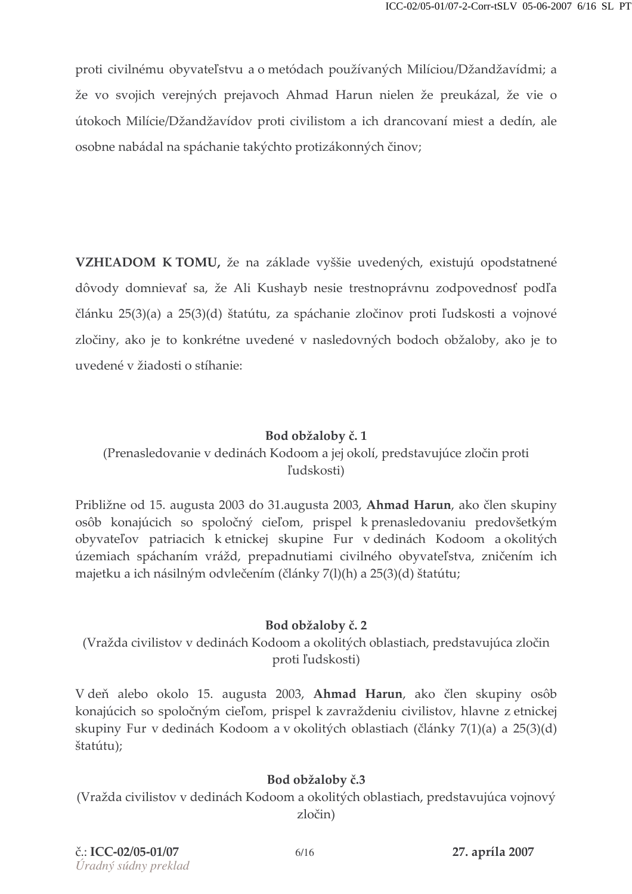proti civilnému obyvateľstvu a o metódach používaných Milíciou/Džandžavídmi; a že vo svojich verejných prejavoch Ahmad Harun nielen že preukázal, že vie o útokoch Milície/Džandžavídov proti civilistom a ich drancovaní miest a dedín, ale osobne nabádal na spáchanie takýchto protizákonných činov;

**VZHĽADOM K TOMU,** že na základe vyššie uvedených, existujú opodstatnené dôvody domnievať sa, že Ali Kushayb nesie trestnoprávnu zodpovednosť podľa článku 25(3)(a) a 25(3)(d) štatútu, za spáchanie zločinov proti ľudskosti a vojnové zločiny, ako je to konkrétne uvedené v nasledovných bodoch obžaloby, ako je to uvedené v žiadosti o stíhanie:

**Bod obžaloby č. 1**
(Prenasledovanie v dedinách Kodoom a jej okolí, predstavujúce zločin proti ľudskosti)

Približne od 15. augusta 2003 do 31.augusta 2003, **Ahmad Harun**, ako člen skupiny osôb konajúcich so spoločný cieľom, prispel k prenasledovaniu predovšetkým obyvateľov patriacich k etnickej skupine Fur v dedinách Kodoom a okolitých územiach spáchaním vrážd, prepadnutiami civilného obyvateľstva, zničením ich majetku a ich násilným odvlečením (články 7(l)(h) a 25(3)(d) štatútu;

**Bod obžaloby č. 2**
(Vražda civilistov v dedinách Kodoom a okolitých oblastiach, predstavujúca zločin proti ľudskosti)

V deň alebo okolo 15. augusta 2003, **Ahmad Harun**, ako člen skupiny osôb konajúcich so spoločným cieľom, prispel k zavraždeniu civilistov, hlavne z etnickej skupiny Fur v dedinách Kodoom a v okolitých oblastiach (články 7(1)(a) a 25(3)(d) štatútu);

**Bod obžaloby č.3**
(Vražda civilistov v dedinách Kodoom a okolitých oblastiach, predstavujúca vojnový zločin)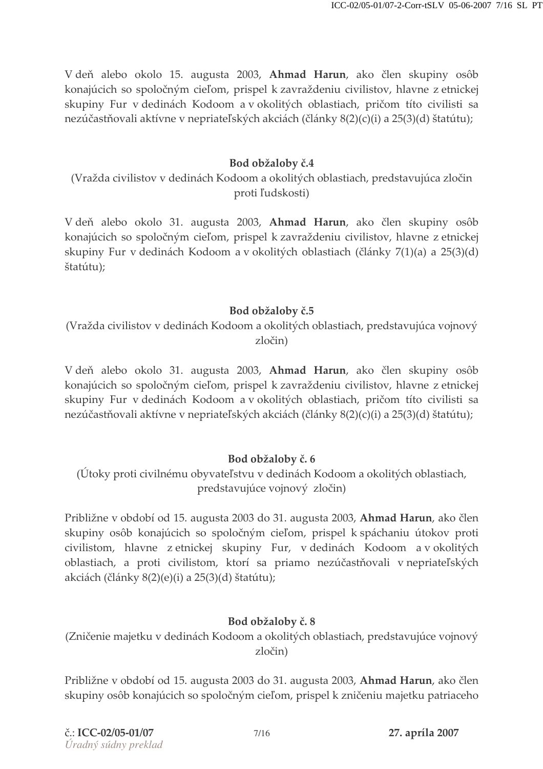V deň alebo okolo 15. augusta 2003, **Ahmad Harun**, ako člen skupiny osôb konajúcich so spoločným cieľom, prispel k zavraždeniu civilistov, hlavne z etnickej skupiny Fur v dedinách Kodoom a v okolitých oblastiach, pričom títo civilisti sa nezúčastňovali aktívne v nepriateľských akciách (články 8(2)(c)(i) a 25(3)(d) štatútu);

**Bod obžaloby č.4**

(Vražda civilistov v dedinách Kodoom a okolitých oblastiach, predstavujúca zločin proti ľudskosti)

V deň alebo okolo 31. augusta 2003, **Ahmad Harun**, ako člen skupiny osôb konajúcich so spoločným cieľom, prispel k zavraždeniu civilistov, hlavne z etnickej skupiny Fur v dedinách Kodoom a v okolitých oblastiach (články 7(1)(a) a 25(3)(d) štatútu);

**Bod obžaloby č.5**

(Vražda civilistov v dedinách Kodoom a okolitých oblastiach, predstavujúca vojnový zločin)

V deň alebo okolo 31. augusta 2003, **Ahmad Harun**, ako člen skupiny osôb konajúcich so spoločným cieľom, prispel k zavraždeniu civilistov, hlavne z etnickej skupiny Fur v dedinách Kodoom a v okolitých oblastiach, pričom títo civilisti sa nezúčastňovali aktívne v nepriateľských akciách (články 8(2)(c)(i) a 25(3)(d) štatútu);

**Bod obžaloby č. 6**

(Útoky proti civilnému obyvateľstvu v dedinách Kodoom a okolitých oblastiach, predstavujúce vojnový zločin)

Približne v období od 15. augusta 2003 do 31. augusta 2003, **Ahmad Harun**, ako člen skupiny osôb konajúcich so spoločným cieľom, prispel k spáchaniu útokov proti civilistom, hlavne z etnickej skupiny Fur, v dedinách Kodoom a v okolitých oblastiach, a proti civilistom, ktorí sa priamo nezúčastňovali v nepriateľských akciách (články 8(2)(e)(i) a 25(3)(d) štatútu);

**Bod obžaloby č. 8**

(Zničenie majetku v dedinách Kodoom a okolitých oblastiach, predstavujúce vojnový zločin)

Približne v období od 15. augusta 2003 do 31. augusta 2003, **Ahmad Harun**, ako člen skupiny osôb konajúcich so spoločným cieľom, prispel k zničeniu majetku patriaceho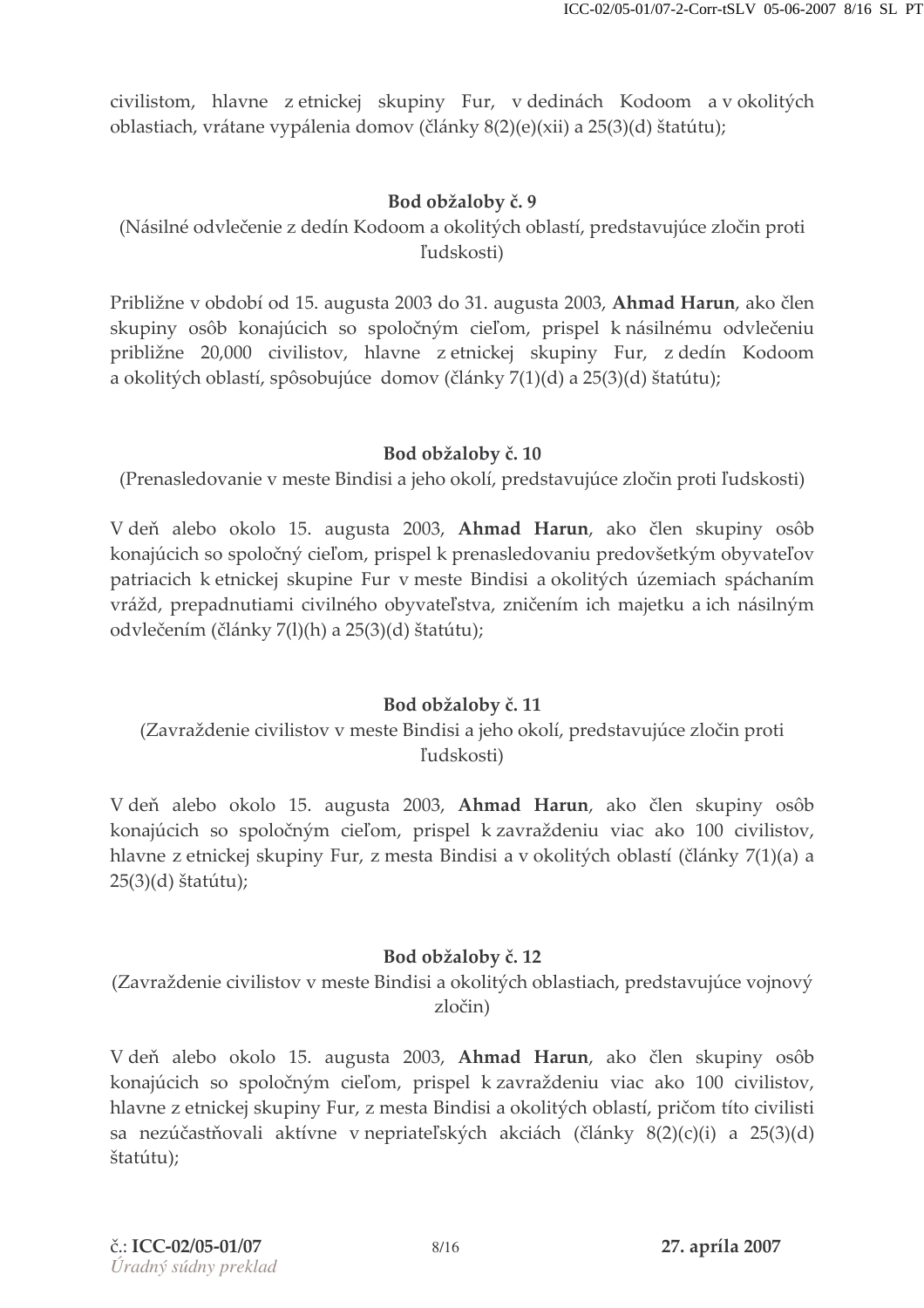civilistom, hlavne z etnickej skupiny Fur, v dedinách Kodoom a v okolitých oblastiach, vrátane vypálenia domov (články 8(2)(e)(xii) a 25(3)(d) štatútu);

### Bod obžaloby č. 9

(Násilné odvlečenie z dedín Kodoom a okolitých oblastí, predstavujúce zločin proti ľudskosti)

Približne v období od 15. augusta 2003 do 31. augusta 2003, **Ahmad Harun**, ako člen skupiny osôb konajúcich so spoločným cieľom, prispel k násilnému odvlečeniu približne 20,000 civilistov, hlavne z etnickej skupiny Fur, z dedín Kodoom a okolitých oblastí, spôsobujúce domov (články 7(1)(d) a 25(3)(d) štatútu);

### Bod obžaloby č. 10

(Prenasledovanie v meste Bindisi a jeho okolí, predstavujúce zločin proti ľudskosti)

V deň alebo okolo 15. augusta 2003, **Ahmad Harun**, ako člen skupiny osôb konajúcich so spoločný cieľom, prispel k prenasledovaniu predovšetkým obyvateľov patriacich k etnickej skupine Fur v meste Bindisi a okolitých územiach spáchaním vrážd, prepadnutiami civilného obyvateľstva, zničením ich majetku a ich násilným odvlečením (články 7(l)(h) a 25(3)(d) štatútu);

### Bod obžaloby č. 11

(Zavraždenie civilistov v meste Bindisi a jeho okolí, predstavujúce zločin proti ľudskosti)

V deň alebo okolo 15. augusta 2003, **Ahmad Harun**, ako člen skupiny osôb konajúcich so spoločným cieľom, prispel k zavraždeniu viac ako 100 civilistov, hlavne z etnickej skupiny Fur, z mesta Bindisi a v okolitých oblastí (články 7(1)(a) a 25(3)(d) štatútu);

### Bod obžaloby č. 12

(Zavraždenie civilistov v meste Bindisi a okolitých oblastiach, predstavujúce vojnový zločin)

V deň alebo okolo 15. augusta 2003, **Ahmad Harun**, ako člen skupiny osôb konajúcich so spoločným cieľom, prispel k zavraždeniu viac ako 100 civilistov, hlavne z etnickej skupiny Fur, z mesta Bindisi a okolitých oblastí, pričom títo civilisti sa nezúčastňovali aktívne v nepriateľských akciách (články 8(2)(c)(i) a 25(3)(d) štatútu);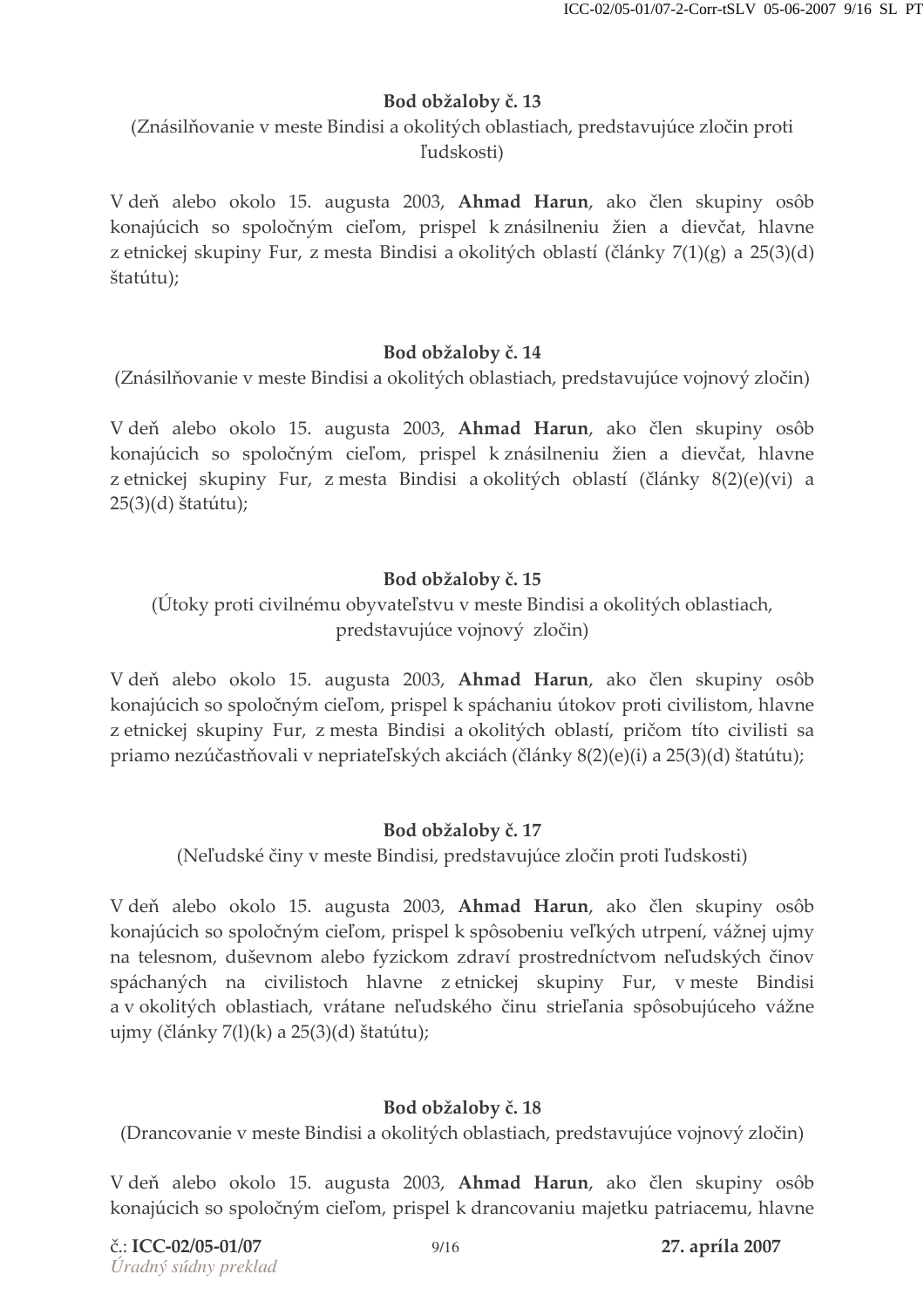**Bod obžaloby č. 13**

(Znásilňovanie v meste Bindisi a okolitých oblastiach, predstavujúce zločin proti ľudskosti)

V deň alebo okolo 15. augusta 2003, **Ahmad Harun**, ako člen skupiny osôb konajúcich so spoločným cieľom, prispel k znásilneniu žien a dievčat, hlavne z etnickej skupiny Fur, z mesta Bindisi a okolitých oblastí (články 7(1)(g) a 25(3)(d) štatútu);

**Bod obžaloby č. 14**

(Znásilňovanie v meste Bindisi a okolitých oblastiach, predstavujúce vojnový zločin)

V deň alebo okolo 15. augusta 2003, **Ahmad Harun**, ako člen skupiny osôb konajúcich so spoločným cieľom, prispel k znásilneniu žien a dievčat, hlavne z etnickej skupiny Fur, z mesta Bindisi a okolitých oblastí (články 8(2)(e)(vi) a 25(3)(d) štatútu);

**Bod obžaloby č. 15**

(Útoky proti civilnému obyvateľstvu v meste Bindisi a okolitých oblastiach, predstavujúce vojnový zločin)

V deň alebo okolo 15. augusta 2003, **Ahmad Harun**, ako člen skupiny osôb konajúcich so spoločným cieľom, prispel k spáchaniu útokov proti civilistom, hlavne z etnickej skupiny Fur, z mesta Bindisi a okolitých oblastí, pričom títo civilisti sa priamo nezúčastňovali v nepriateľských akciách (články 8(2)(e)(i) a 25(3)(d) štatútu);

**Bod obžaloby č. 17**

(Neľudské činy v meste Bindisi, predstavujúce zločin proti ľudskosti)

V deň alebo okolo 15. augusta 2003, **Ahmad Harun**, ako člen skupiny osôb konajúcich so spoločným cieľom, prispel k spôsobeniu veľkých utrpení, vážnej ujmy na telesnom, duševnom alebo fyzickom zdraví prostredníctvom neľudských činov spáchaných na civilistoch hlavne z etnickej skupiny Fur, v meste Bindisi a v okolitých oblastiach, vrátane neľudského činu strieľania spôsobujúceho vážne ujmy (články 7(l)(k) a 25(3)(d) štatútu);

**Bod obžaloby č. 18**

(Drancovanie v meste Bindisi a okolitých oblastiach, predstavujúce vojnový zločin)

V deň alebo okolo 15. augusta 2003, **Ahmad Harun**, ako člen skupiny osôb konajúcich so spoločným cieľom, prispel k drancovaniu majetku patriacemu, hlavne

č.: **ICC-02/05-01/07** **27. apríla 2007**

*Úradný súdny preklad*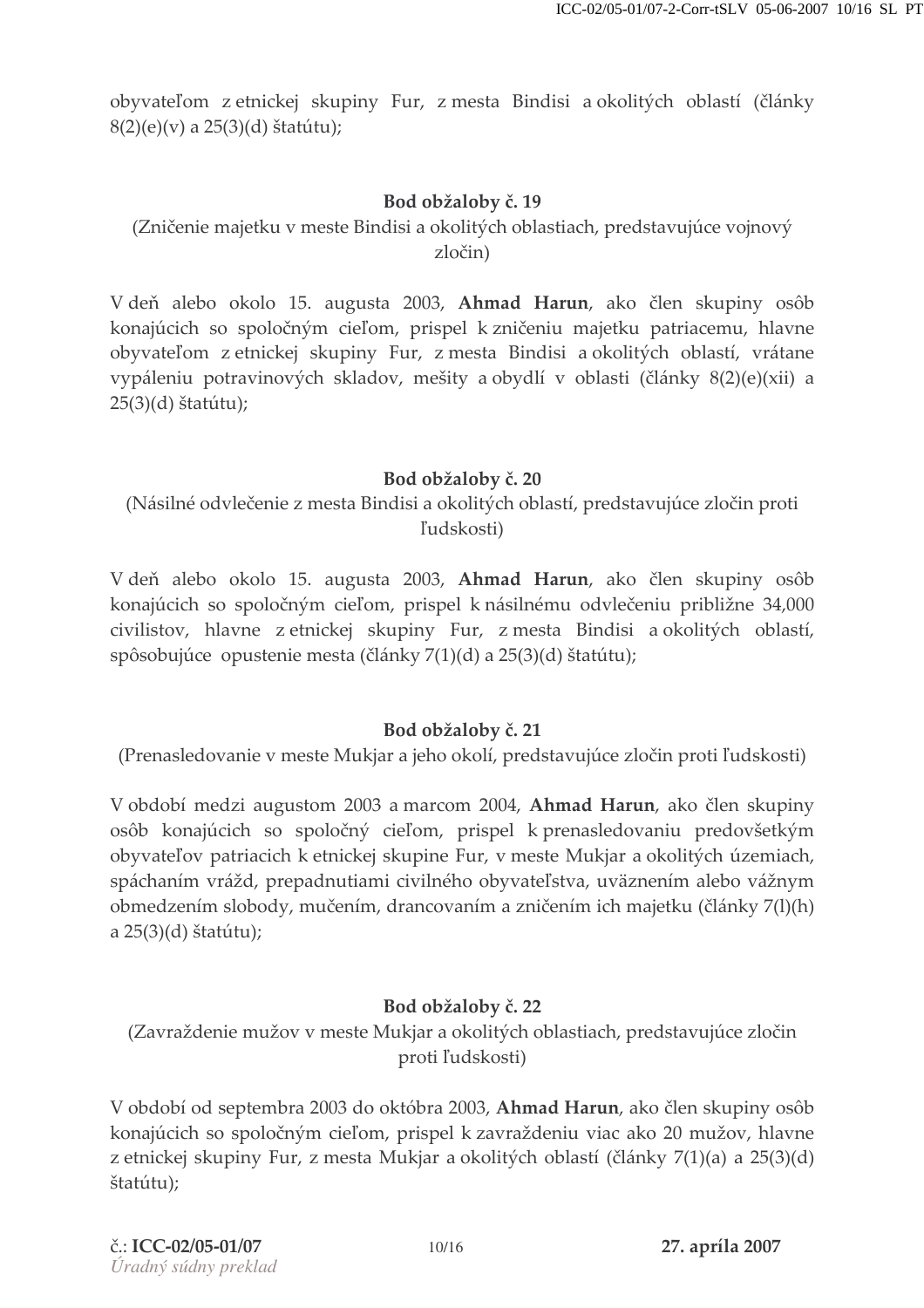obyvateľom z etnickej skupiny Fur, z mesta Bindisi a okolitých oblastí (články 8(2)(e)(v) a 25(3)(d) štatútu);

**Bod obžaloby č. 19**

(Zničenie majetku v meste Bindisi a okolitých oblastiach, predstavujúce vojnový zločin)

V deň alebo okolo 15. augusta 2003, **Ahmad Harun**, ako člen skupiny osôb konajúcich so spoločným cieľom, prispel k zničeniu majetku patriacemu, hlavne obyvateľom z etnickej skupiny Fur, z mesta Bindisi a okolitých oblastí, vrátane vypáleniu potravinových skladov, mešity a obydlí v oblasti (články 8(2)(e)(xii) a 25(3)(d) štatútu);

**Bod obžaloby č. 20**

(Násilné odvlečenie z mesta Bindisi a okolitých oblastí, predstavujúce zločin proti ľudskosti)

V deň alebo okolo 15. augusta 2003, **Ahmad Harun**, ako člen skupiny osôb konajúcich so spoločným cieľom, prispel k násilnému odvlečeniu približne 34,000 civilistov, hlavne z etnickej skupiny Fur, z mesta Bindisi a okolitých oblastí, spôsobujúce opustenie mesta (články 7(1)(d) a 25(3)(d) štatútu);

**Bod obžaloby č. 21**

(Prenasledovanie v meste Mukjar a jeho okolí, predstavujúce zločin proti ľudskosti)

V období medzi augustom 2003 a marcom 2004, **Ahmad Harun**, ako člen skupiny osôb konajúcich so spoločný cieľom, prispel k prenasledovaniu predovšetkým obyvateľov patriacich k etnickej skupine Fur, v meste Mukjar a okolitých územiach, spáchaním vrážd, prepadnutiami civilného obyvateľstva, uväznením alebo vážnym obmedzením slobody, mučením, drancovaním a zničením ich majetku (články 7(l)(h) a 25(3)(d) štatútu);

**Bod obžaloby č. 22**

(Zavraždenie mužov v meste Mukjar a okolitých oblastiach, predstavujúce zločin proti ľudskosti)

V období od septembra 2003 do októbra 2003, **Ahmad Harun**, ako člen skupiny osôb konajúcich so spoločným cieľom, prispel k zavraždeniu viac ako 20 mužov, hlavne z etnickej skupiny Fur, z mesta Mukjar a okolitých oblastí (články 7(1)(a) a 25(3)(d) štatútu);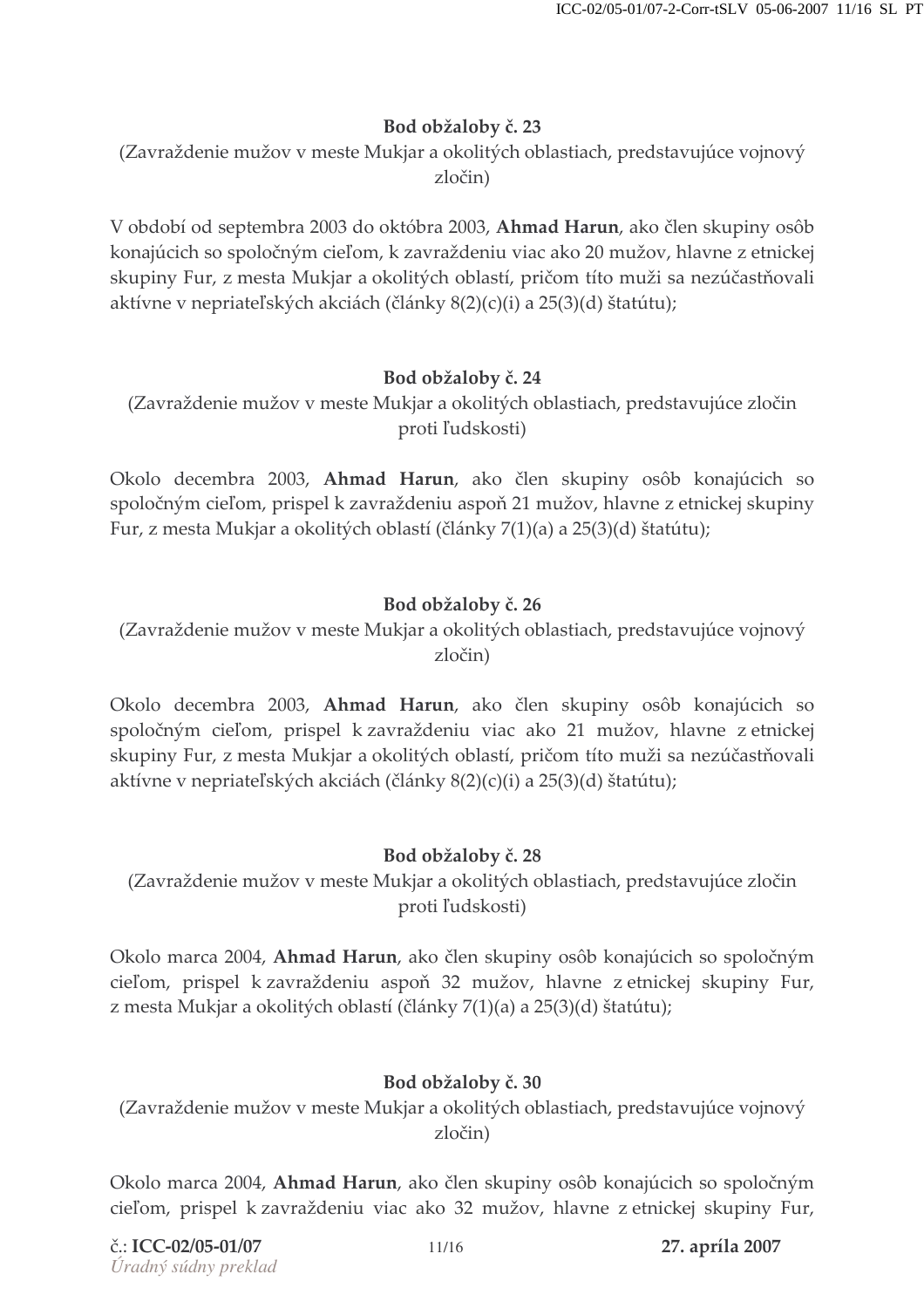**Bod obžaloby č. 23**

(Zavraždenie mužov v meste Mukjar a okolitých oblastiach, predstavujúce vojnový zločin)

V období od septembra 2003 do októbra 2003, **Ahmad Harun**, ako člen skupiny osôb konajúcich so spoločným cieľom, k zavraždeniu viac ako 20 mužov, hlavne z etnickej skupiny Fur, z mesta Mukjar a okolitých oblastí, pričom títo muži sa nezúčastňovali aktívne v nepriateľských akciách (články 8(2)(c)(i) a 25(3)(d) štatútu);

**Bod obžaloby č. 24**

(Zavraždenie mužov v meste Mukjar a okolitých oblastiach, predstavujúce zločin proti ľudskosti)

Okolo decembra 2003, **Ahmad Harun**, ako člen skupiny osôb konajúcich so spoločným cieľom, prispel k zavraždeniu aspoň 21 mužov, hlavne z etnickej skupiny Fur, z mesta Mukjar a okolitých oblastí (články 7(1)(a) a 25(3)(d) štatútu);

**Bod obžaloby č. 26**

(Zavraždenie mužov v meste Mukjar a okolitých oblastiach, predstavujúce vojnový zločin)

Okolo decembra 2003, **Ahmad Harun**, ako člen skupiny osôb konajúcich so spoločným cieľom, prispel k zavraždeniu viac ako 21 mužov, hlavne z etnickej skupiny Fur, z mesta Mukjar a okolitých oblastí, pričom títo muži sa nezúčastňovali aktívne v nepriateľských akciách (články 8(2)(c)(i) a 25(3)(d) štatútu);

**Bod obžaloby č. 28**

(Zavraždenie mužov v meste Mukjar a okolitých oblastiach, predstavujúce zločin proti ľudskosti)

Okolo marca 2004, **Ahmad Harun**, ako člen skupiny osôb konajúcich so spoločným cieľom, prispel k zavraždeniu aspoň 32 mužov, hlavne z etnickej skupiny Fur, z mesta Mukjar a okolitých oblastí (články 7(1)(a) a 25(3)(d) štatútu);

**Bod obžaloby č. 30**

(Zavraždenie mužov v meste Mukjar a okolitých oblastiach, predstavujúce vojnový zločin)

Okolo marca 2004, **Ahmad Harun**, ako člen skupiny osôb konajúcich so spoločným cieľom, prispel k zavraždeniu viac ako 32 mužov, hlavne z etnickej skupiny Fur,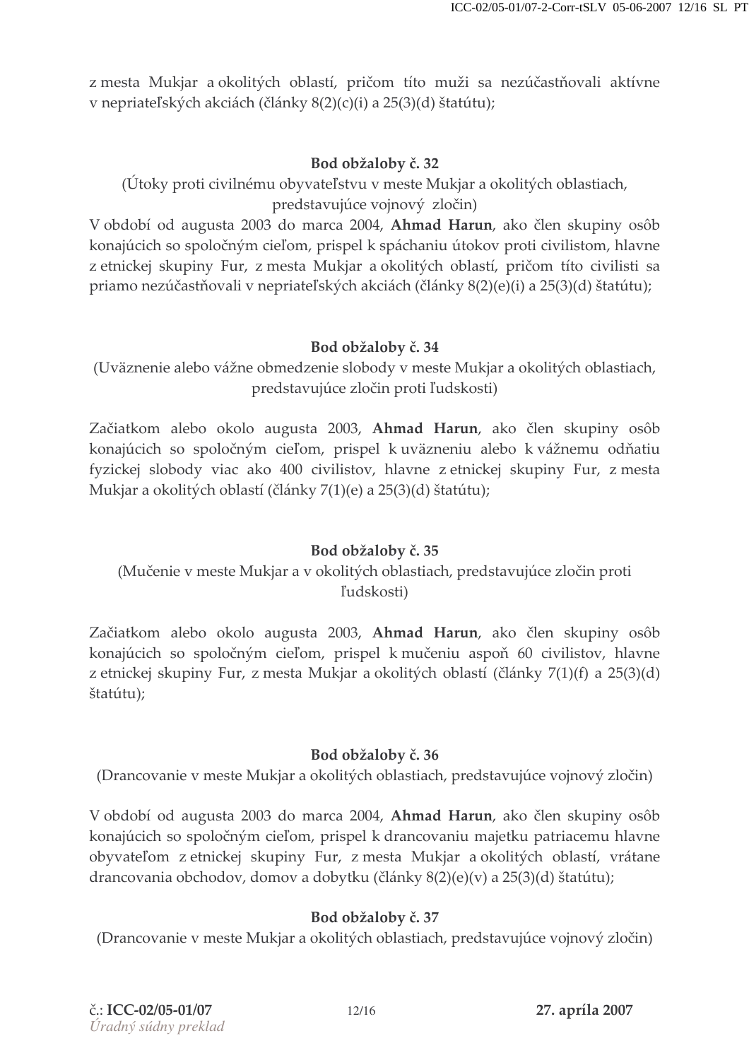z mesta Mukjar a okolitých oblastí, pričom títo muži sa nezúčastňovali aktívne v nepriateľských akciách (články 8(2)(c)(i) a 25(3)(d) štatútu);

**Bod obžaloby č. 32**

(Útoky proti civilnému obyvateľstvu v meste Mukjar a okolitých oblastiach, predstavujúce vojnový zločin)

V období od augusta 2003 do marca 2004, **Ahmad Harun**, ako člen skupiny osôb konajúcich so spoločným cieľom, prispel k spáchaniu útokov proti civilistom, hlavne z etnickej skupiny Fur, z mesta Mukjar a okolitých oblastí, pričom títo civilisti sa priamo nezúčastňovali v nepriateľských akciách (články 8(2)(e)(i) a 25(3)(d) štatútu);

**Bod obžaloby č. 34**

(Uväznenie alebo vážne obmedzenie slobody v meste Mukjar a okolitých oblastiach, predstavujúce zločin proti ľudskosti)

Začiatkom alebo okolo augusta 2003, **Ahmad Harun**, ako člen skupiny osôb konajúcich so spoločným cieľom, prispel k uväzneniu alebo k vážnemu odňatiu fyzickej slobody viac ako 400 civilistov, hlavne z etnickej skupiny Fur, z mesta Mukjar a okolitých oblastí (články 7(1)(e) a 25(3)(d) štatútu);

**Bod obžaloby č. 35**

(Mučenie v meste Mukjar a v okolitých oblastiach, predstavujúce zločin proti ľudskosti)

Začiatkom alebo okolo augusta 2003, **Ahmad Harun**, ako člen skupiny osôb konajúcich so spoločným cieľom, prispel k mučeniu aspoň 60 civilistov, hlavne z etnickej skupiny Fur, z mesta Mukjar a okolitých oblastí (články 7(1)(f) a 25(3)(d) štatútu);

**Bod obžaloby č. 36**

(Drancovanie v meste Mukjar a okolitých oblastiach, predstavujúce vojnový zločin)

V období od augusta 2003 do marca 2004, **Ahmad Harun**, ako člen skupiny osôb konajúcich so spoločným cieľom, prispel k drancovaniu majetku patriacemu hlavne obyvateľom z etnickej skupiny Fur, z mesta Mukjar a okolitých oblastí, vrátane drancovania obchodov, domov a dobytku (články 8(2)(e)(v) a 25(3)(d) štatútu);

**Bod obžaloby č. 37**

(Drancovanie v meste Mukjar a okolitých oblastiach, predstavujúce vojnový zločin)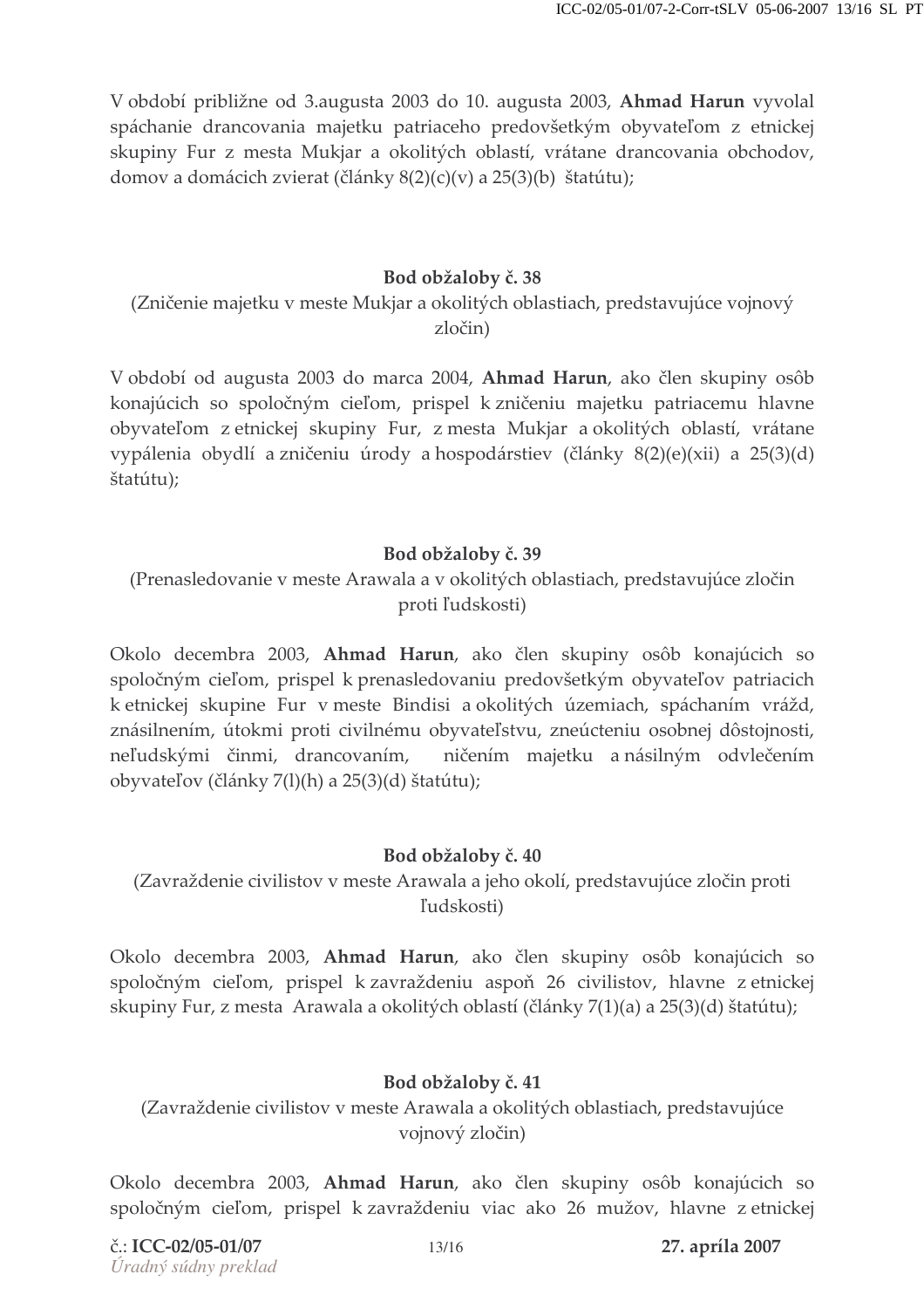V období približne od 3.augusta 2003 do 10. augusta 2003, **Ahmad Harun** vyvolal spáchanie drancovania majetku patriaceho predovšetkým obyvateľom z etnickej skupiny Fur z mesta Mukjar a okolitých oblastí, vrátane drancovania obchodov, domov a domácich zvierat (články 8(2)(c)(v) a 25(3)(b) štatútu);

**Bod obžaloby č. 38**

(Zničenie majetku v meste Mukjar a okolitých oblastiach, predstavujúce vojnový zločin)

V období od augusta 2003 do marca 2004, **Ahmad Harun**, ako člen skupiny osôb konajúcich so spoločným cieľom, prispel k zničeniu majetku patriacemu hlavne obyvateľom z etnickej skupiny Fur, z mesta Mukjar a okolitých oblastí, vrátane vypálenia obydlí a zničeniu úrody a hospodárstiev (články 8(2)(e)(xii) a 25(3)(d) štatútu);

**Bod obžaloby č. 39**

(Prenasledovanie v meste Arawala a v okolitých oblastiach, predstavujúce zločin proti ľudskosti)

Okolo decembra 2003, **Ahmad Harun**, ako člen skupiny osôb konajúcich so spoločným cieľom, prispel k prenasledovaniu predovšetkým obyvateľov patriacich k etnickej skupine Fur v meste Bindisi a okolitých územiach, spáchaním vrážd, znásilnením, útokmi proti civilnému obyvateľstvu, zneúcteniu osobnej dôstojnosti, neľudskými činmi, drancovaním, ničením majetku a násilným odvlečením obyvateľov (články 7(l)(h) a 25(3)(d) štatútu);

**Bod obžaloby č. 40**

(Zavraždenie civilistov v meste Arawala a jeho okolí, predstavujúce zločin proti ľudskosti)

Okolo decembra 2003, **Ahmad Harun**, ako člen skupiny osôb konajúcich so spoločným cieľom, prispel k zavraždeniu aspoň 26 civilistov, hlavne z etnickej skupiny Fur, z mesta Arawala a okolitých oblastí (články 7(1)(a) a 25(3)(d) štatútu);

**Bod obžaloby č. 41**

(Zavraždenie civilistov v meste Arawala a okolitých oblastiach, predstavujúce vojnový zločin)

Okolo decembra 2003, **Ahmad Harun**, ako člen skupiny osôb konajúcich so spoločným cieľom, prispel k zavraždeniu viac ako 26 mužov, hlavne z etnickej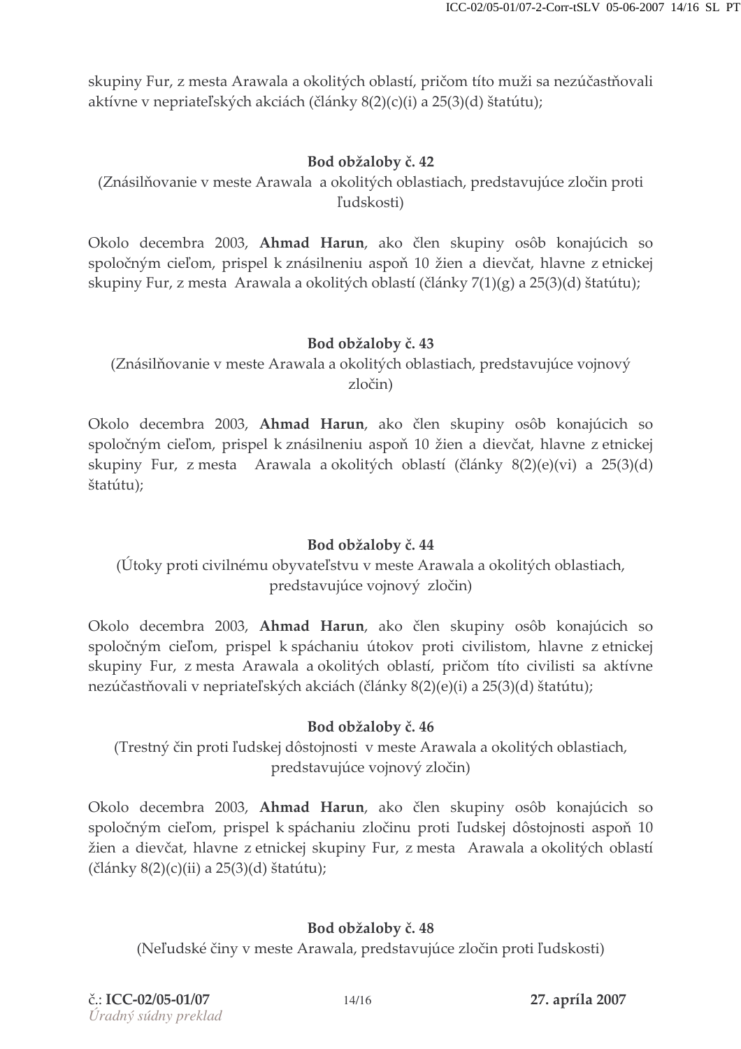skupiny Fur, z mesta Arawala a okolitých oblastí, pričom títo muži sa nezúčastňovali aktívne v nepriateľských akciách (články 8(2)(c)(i) a 25(3)(d) štatútu);

**Bod obžaloby č. 42**

(Znásilňovanie v meste Arawala a okolitých oblastiach, predstavujúce zločin proti ľudskosti)

Okolo decembra 2003, **Ahmad Harun**, ako člen skupiny osôb konajúcich so spoločným cieľom, prispel k znásilneniu aspoň 10 žien a dievčat, hlavne z etnickej skupiny Fur, z mesta Arawala a okolitých oblastí (články 7(1)(g) a 25(3)(d) štatútu);

**Bod obžaloby č. 43**

(Znásilňovanie v meste Arawala a okolitých oblastiach, predstavujúce vojnový zločin)

Okolo decembra 2003, **Ahmad Harun**, ako člen skupiny osôb konajúcich so spoločným cieľom, prispel k znásilneniu aspoň 10 žien a dievčat, hlavne z etnickej skupiny Fur, z mesta Arawala a okolitých oblastí (články 8(2)(e)(vi) a 25(3)(d) štatútu);

**Bod obžaloby č. 44**

(Útoky proti civilnému obyvateľstvu v meste Arawala a okolitých oblastiach, predstavujúce vojnový zločin)

Okolo decembra 2003, **Ahmad Harun**, ako člen skupiny osôb konajúcich so spoločným cieľom, prispel k spáchaniu útokov proti civilistom, hlavne z etnickej skupiny Fur, z mesta Arawala a okolitých oblastí, pričom títo civilisti sa aktívne nezúčastňovali v nepriateľských akciách (články 8(2)(e)(i) a 25(3)(d) štatútu);

**Bod obžaloby č. 46**

(Trestný čin proti ľudskej dôstojnosti v meste Arawala a okolitých oblastiach, predstavujúce vojnový zločin)

Okolo decembra 2003, **Ahmad Harun**, ako člen skupiny osôb konajúcich so spoločným cieľom, prispel k spáchaniu zločinu proti ľudskej dôstojnosti aspoň 10 žien a dievčat, hlavne z etnickej skupiny Fur, z mesta Arawala a okolitých oblastí (články 8(2)(c)(ii) a 25(3)(d) štatútu);

**Bod obžaloby č. 48**

(Neľudské činy v meste Arawala, predstavujúce zločin proti ľudskosti)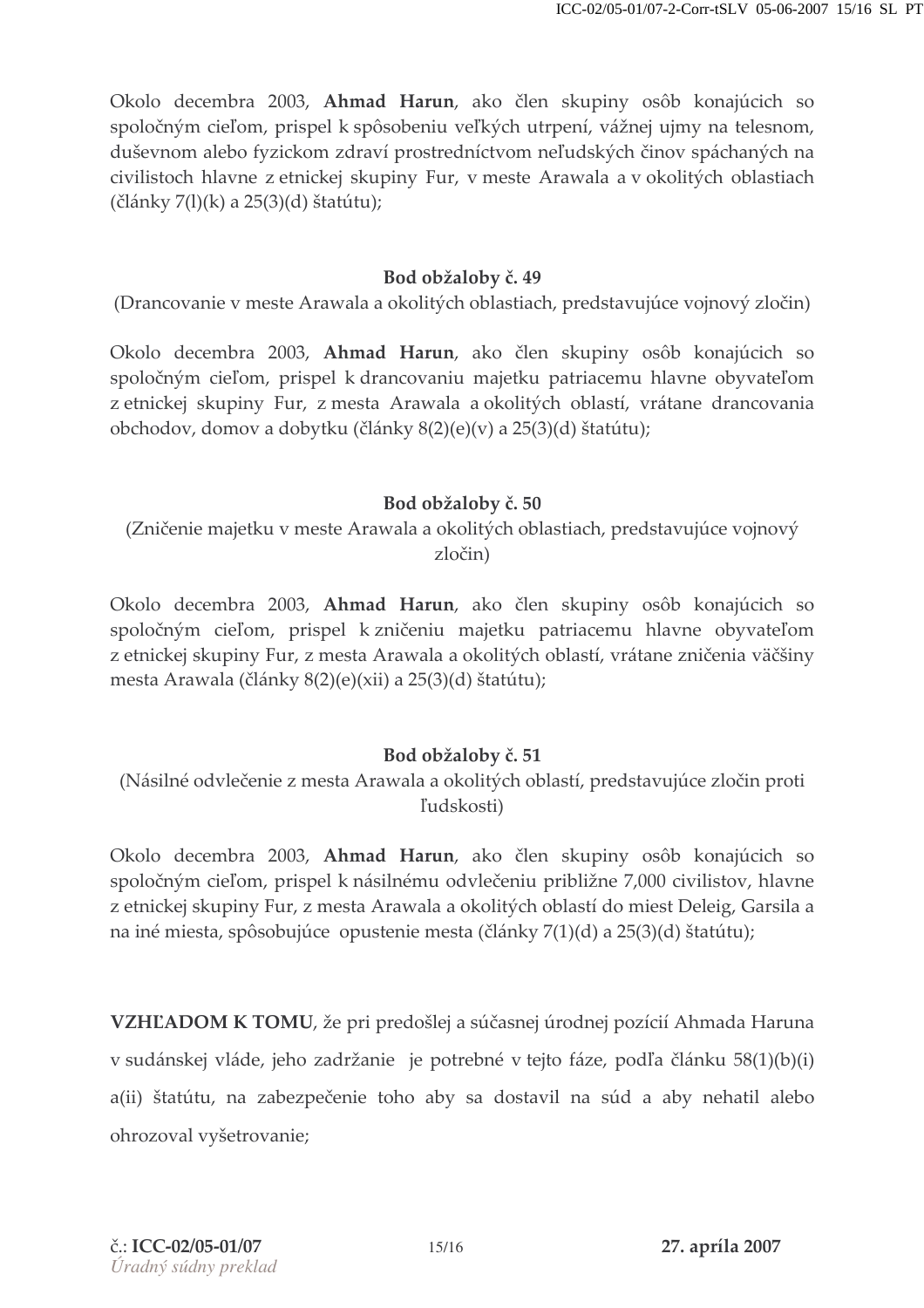Okolo decembra 2003, **Ahmad Harun**, ako člen skupiny osôb konajúcich so spoločným cieľom, prispel k spôsobeniu veľkých utrpení, vážnej ujmy na telesnom, duševnom alebo fyzickom zdraví prostredníctvom neľudských činov spáchaných na civilistoch hlavne z etnickej skupiny Fur, v meste Arawala a v okolitých oblastiach (články 7(l)(k) a 25(3)(d) štatútu);

### Bod obžaloby č. 49

(Drancovanie v meste Arawala a okolitých oblastiach, predstavujúce vojnový zločin)

Okolo decembra 2003, **Ahmad Harun**, ako člen skupiny osôb konajúcich so spoločným cieľom, prispel k drancovaniu majetku patriacemu hlavne obyvateľom z etnickej skupiny Fur, z mesta Arawala a okolitých oblastí, vrátane drancovania obchodov, domov a dobytku (články 8(2)(e)(v) a 25(3)(d) štatútu);

### Bod obžaloby č. 50

(Zničenie majetku v meste Arawala a okolitých oblastiach, predstavujúce vojnový zločin)

Okolo decembra 2003, **Ahmad Harun**, ako člen skupiny osôb konajúcich so spoločným cieľom, prispel k zničeniu majetku patriacemu hlavne obyvateľom z etnickej skupiny Fur, z mesta Arawala a okolitých oblastí, vrátane zničenia väčšiny mesta Arawala (články 8(2)(e)(xii) a 25(3)(d) štatútu);

### Bod obžaloby č. 51

(Násilné odvlečenie z mesta Arawala a okolitých oblastí, predstavujúce zločin proti ľudskosti)

Okolo decembra 2003, **Ahmad Harun**, ako člen skupiny osôb konajúcich so spoločným cieľom, prispel k násilnému odvlečeniu približne 7,000 civilistov, hlavne z etnickej skupiny Fur, z mesta Arawala a okolitých oblastí do miest Deleig, Garsila a na iné miesta, spôsobujúce opustenie mesta (články 7(1)(d) a 25(3)(d) štatútu);

**VZHĽADOM K TOMU**, že pri predošlej a súčasnej úrodnej pozícií Ahmada Haruna v sudánskej vláde, jeho zadržanie je potrebné v tejto fáze, podľa článku 58(1)(b)(i) a(ii) štatútu, na zabezpečenie toho aby sa dostavil na súd a aby nehatil alebo ohrozoval vyšetrovanie;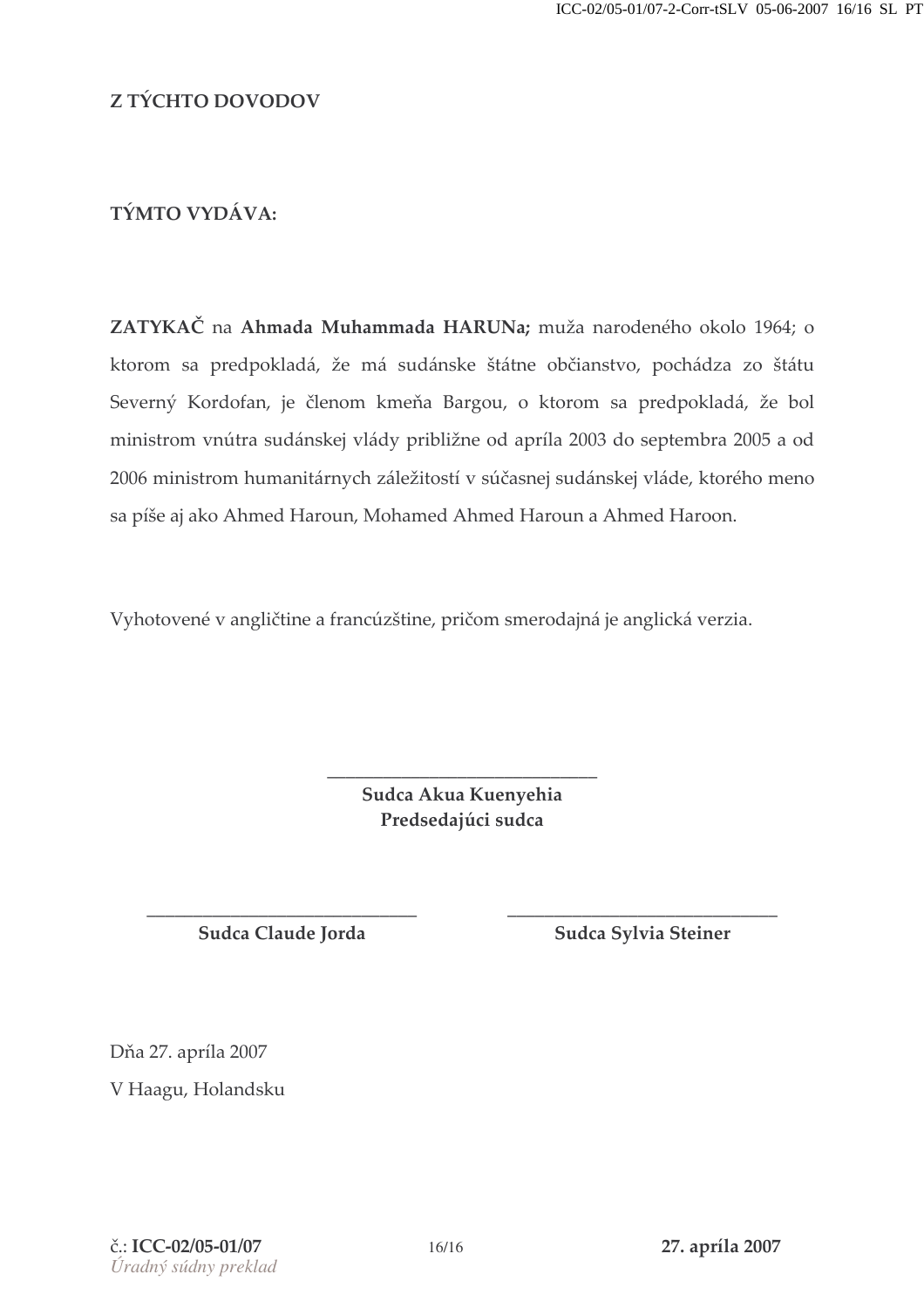**Z TÝCHTO DOVODOV**

**TÝMTO VYDÁVA:**

**ZATYKAČ** na **Ahmada Muhammada HARUNa;** muža narodeného okolo 1964; o ktorom sa predpokladá, že má sudánske štátne občianstvo, pochádza zo štátu Severný Kordofan, je členom kmeňa Bargou, o ktorom sa predpokladá, že bol ministrom vnútra sudánskej vlády približne od apríla 2003 do septembra 2005 a od 2006 ministrom humanitárnych záležitostí v súčasnej sudánskej vláde, ktorého meno sa píše aj ako Ahmed Haroun, Mohamed Ahmed Haroun a Ahmed Haroon.

Vyhotovené v angličtine a francúzštine, pričom smerodajná je anglická verzia.

\_\_\_\_\_\_\_\_\_\_\_\_\_\_\_\_\_\_\_\_\_\_\_\_\_\_\_\_
**Sudca Akua Kuenyehia**
**Predsedajúci sudca**

\_\_\_\_\_\_\_\_\_\_\_\_\_\_\_\_\_\_\_\_\_\_\_\_\_\_\_\_
**Sudca Claude Jorda**

\_\_\_\_\_\_\_\_\_\_\_\_\_\_\_\_\_\_\_\_\_\_\_\_\_\_\_\_
**Sudca Sylvia Steiner**

Dňa 27. apríla 2007

V Haagu, Holandsku